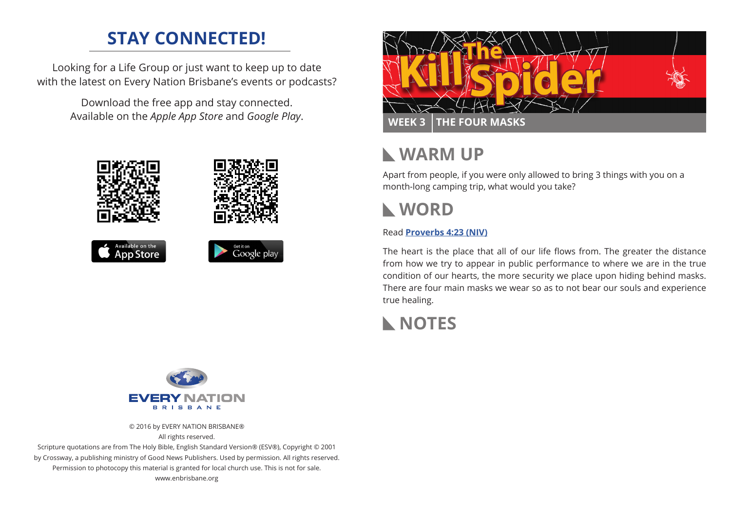## STAY CONNECTED!

Looking for a Life Group or just want to keep up to date with the latest on Every Nation Brisbane's events or podcasts?

Download the free app and stay connected. Available on the *Apple App Store* and *Google Play*.

Available on the App Store

Get it on Google play

EVERY NATION
BRISBANE

© 2016 by EVERY NATION BRISBANE®
All rights reserved.
Scripture quotations are from The Holy Bible, English Standard Version® (ESV®), Copyright © 2001 by Crossway, a publishing ministry of Good News Publishers. Used by permission. All rights reserved.
Permission to photocopy this material is granted for local church use. This is not for sale.
www.enbrisbane.org

# Kill The Spider

**WEEK 3 | THE FOUR MASKS**

## WARM UP

Apart from people, if you were only allowed to bring 3 things with you on a month-long camping trip, what would you take?

## WORD

Read **Proverbs 4:23 (NIV)**

The heart is the place that all of our life flows from. The greater the distance from how we try to appear in public performance to where we are in the true condition of our hearts, the more security we place upon hiding behind masks. There are four main masks we wear so as to not bear our souls and experience true healing.

## NOTES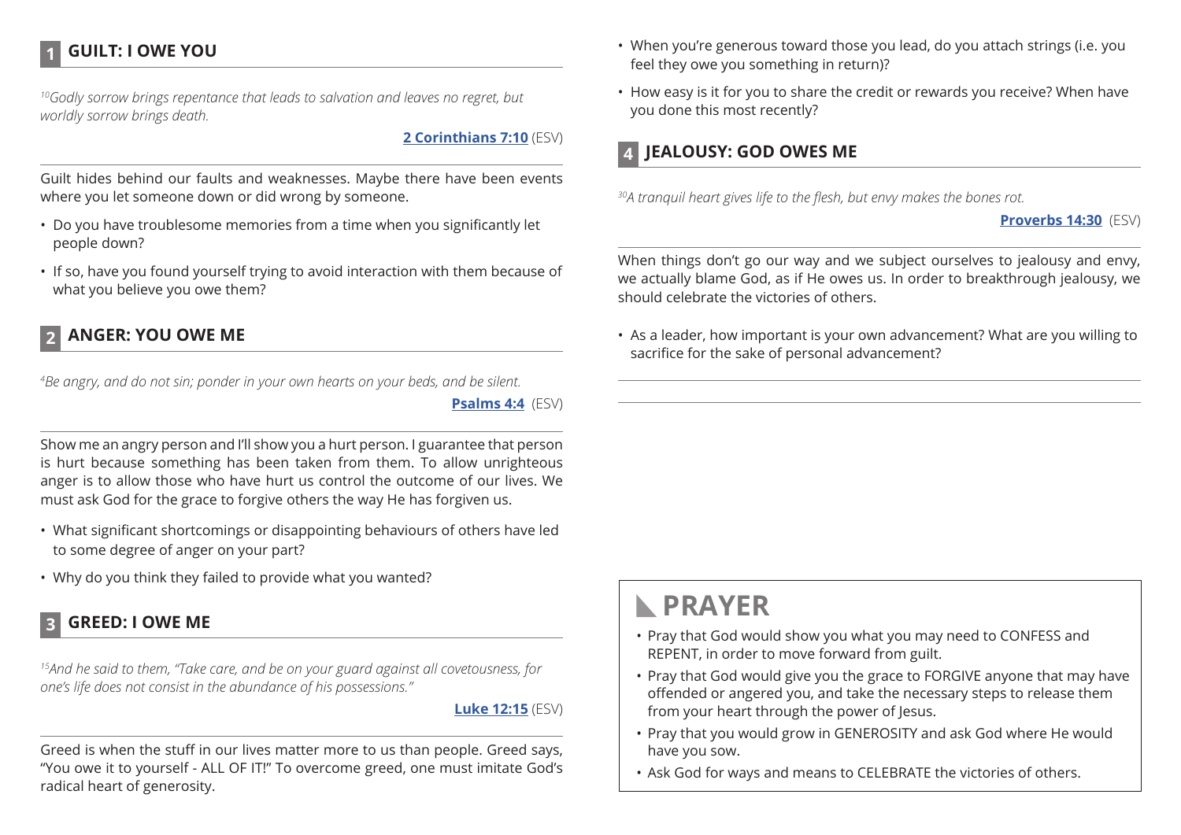## 1 GUILT: I OWE YOU

*[10]Godly sorrow brings repentance that leads to salvation and leaves no regret, but worldly sorrow brings death.*

**2 Corinthians 7:10** (ESV)

Guilt hides behind our faults and weaknesses. Maybe there have been events where you let someone down or did wrong by someone.

- Do you have troublesome memories from a time when you significantly let people down?
- If so, have you found yourself trying to avoid interaction with them because of what you believe you owe them?

## 2 ANGER: YOU OWE ME

*[4]Be angry, and do not sin; ponder in your own hearts on your beds, and be silent.*

**Psalms 4:4** (ESV)

Show me an angry person and I'll show you a hurt person. I guarantee that person is hurt because something has been taken from them. To allow unrighteous anger is to allow those who have hurt us control the outcome of our lives. We must ask God for the grace to forgive others the way He has forgiven us.

- What significant shortcomings or disappointing behaviours of others have led to some degree of anger on your part?
- Why do you think they failed to provide what you wanted?

## 3 GREED: I OWE ME

*[15]And he said to them, "Take care, and be on your guard against all covetousness, for one's life does not consist in the abundance of his possessions."*

**Luke 12:15** (ESV)

Greed is when the stuff in our lives matter more to us than people. Greed says, "You owe it to yourself - ALL OF IT!" To overcome greed, one must imitate God's radical heart of generosity.

- When you're generous toward those you lead, do you attach strings (i.e. you feel they owe you something in return)?
- How easy is it for you to share the credit or rewards you receive? When have you done this most recently?

## 4 JEALOUSY: GOD OWES ME

*[30]A tranquil heart gives life to the flesh, but envy makes the bones rot.*

**Proverbs 14:30** (ESV)

When things don't go our way and we subject ourselves to jealousy and envy, we actually blame God, as if He owes us. In order to breakthrough jealousy, we should celebrate the victories of others.

- As a leader, how important is your own advancement? What are you willing to sacrifice for the sake of personal advancement?

## PRAYER

- Pray that God would show you what you may need to CONFESS and REPENT, in order to move forward from guilt.
- Pray that God would give you the grace to FORGIVE anyone that may have offended or angered you, and take the necessary steps to release them from your heart through the power of Jesus.
- Pray that you would grow in GENEROSITY and ask God where He would have you sow.
- Ask God for ways and means to CELEBRATE the victories of others.